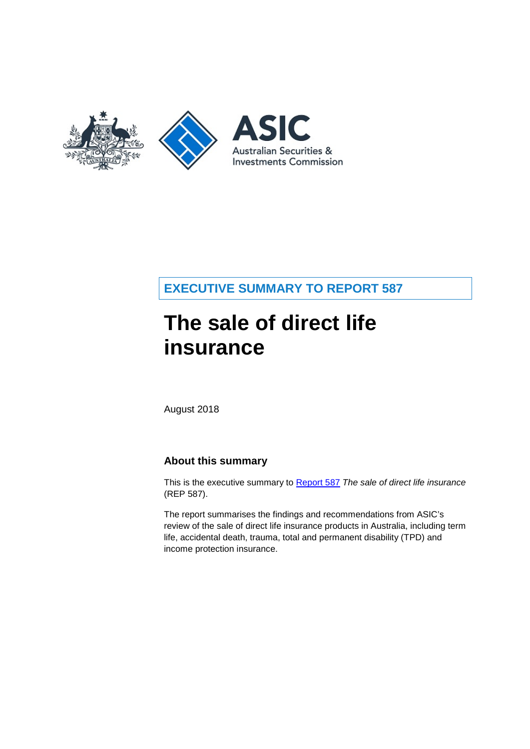ASIC

Australian Securities & Investments Commission

**EXECUTIVE SUMMARY TO REPORT 587**

# The sale of direct life insurance

August 2018

## About this summary

This is the executive summary to [Report 587](Report 587) *The sale of direct life insurance* (REP 587).

The report summarises the findings and recommendations from ASIC's review of the sale of direct life insurance products in Australia, including term life, accidental death, trauma, total and permanent disability (TPD) and income protection insurance.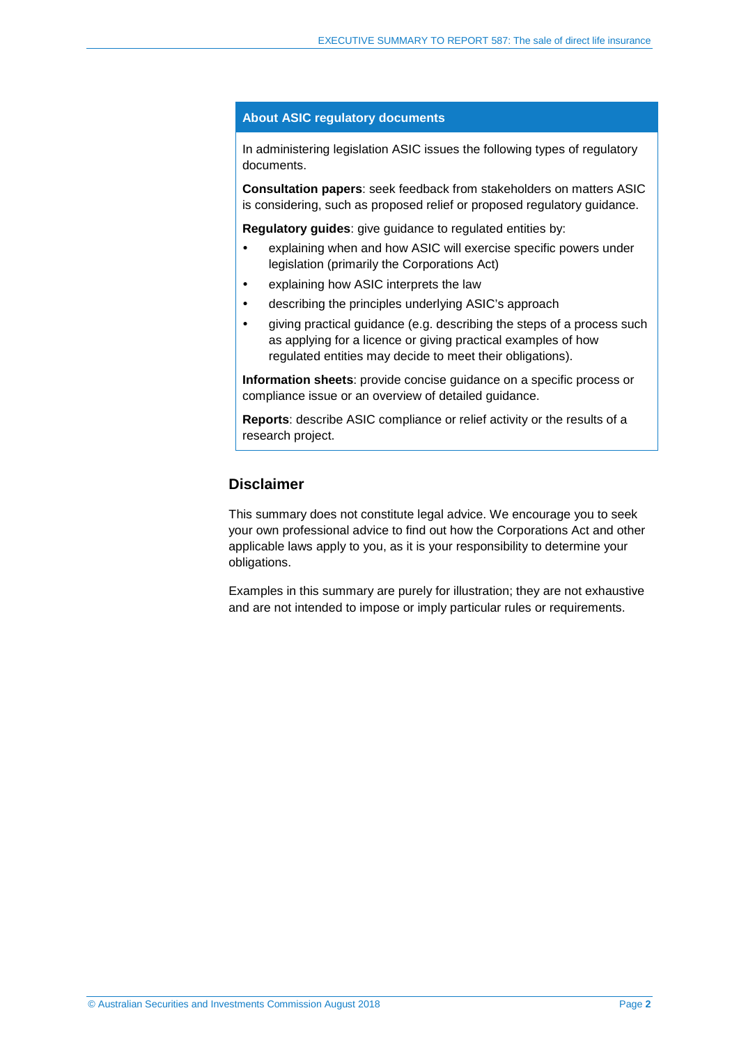## About ASIC regulatory documents

In administering legislation ASIC issues the following types of regulatory documents.

**Consultation papers**: seek feedback from stakeholders on matters ASIC is considering, such as proposed relief or proposed regulatory guidance.

**Regulatory guides**: give guidance to regulated entities by:

- explaining when and how ASIC will exercise specific powers under legislation (primarily the Corporations Act)
- explaining how ASIC interprets the law
- describing the principles underlying ASIC's approach
- giving practical guidance (e.g. describing the steps of a process such as applying for a licence or giving practical examples of how regulated entities may decide to meet their obligations).

**Information sheets**: provide concise guidance on a specific process or compliance issue or an overview of detailed guidance.

**Reports**: describe ASIC compliance or relief activity or the results of a research project.

## Disclaimer

This summary does not constitute legal advice. We encourage you to seek your own professional advice to find out how the Corporations Act and other applicable laws apply to you, as it is your responsibility to determine your obligations.

Examples in this summary are purely for illustration; they are not exhaustive and are not intended to impose or imply particular rules or requirements.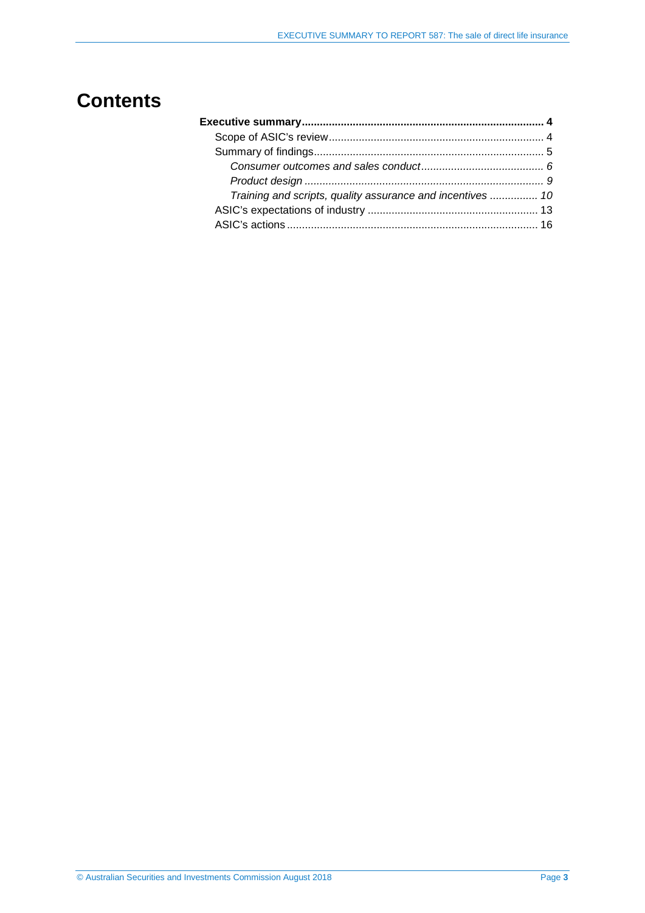# Contents

**Executive summary** ... **4**

- Scope of ASIC's review ... 4
- Summary of findings ... 5
  - *Consumer outcomes and sales conduct ... 6*
  - *Product design ... 9*
  - *Training and scripts, quality assurance and incentives ... 10*
- ASIC's expectations of industry ... 13
- ASIC's actions ... 16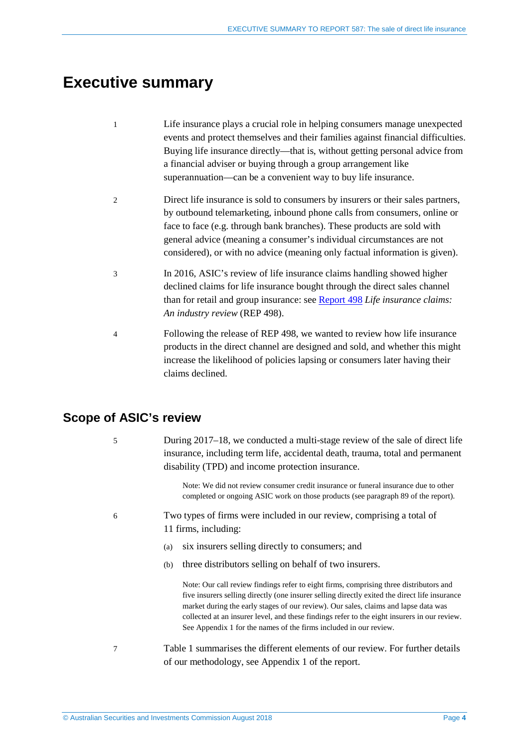# Executive summary

1 Life insurance plays a crucial role in helping consumers manage unexpected events and protect themselves and their families against financial difficulties. Buying life insurance directly—that is, without getting personal advice from a financial adviser or buying through a group arrangement like superannuation—can be a convenient way to buy life insurance.

2 Direct life insurance is sold to consumers by insurers or their sales partners, by outbound telemarketing, inbound phone calls from consumers, online or face to face (e.g. through bank branches). These products are sold with general advice (meaning a consumer's individual circumstances are not considered), or with no advice (meaning only factual information is given).

3 In 2016, ASIC's review of life insurance claims handling showed higher declined claims for life insurance bought through the direct sales channel than for retail and group insurance: see Report 498 *Life insurance claims: An industry review* (REP 498).

4 Following the release of REP 498, we wanted to review how life insurance products in the direct channel are designed and sold, and whether this might increase the likelihood of policies lapsing or consumers later having their claims declined.

## Scope of ASIC's review

5 During 2017–18, we conducted a multi-stage review of the sale of direct life insurance, including term life, accidental death, trauma, total and permanent disability (TPD) and income protection insurance.

> Note: We did not review consumer credit insurance or funeral insurance due to other completed or ongoing ASIC work on those products (see paragraph 89 of the report).

6 Two types of firms were included in our review, comprising a total of 11 firms, including:

(a) six insurers selling directly to consumers; and

(b) three distributors selling on behalf of two insurers.

> Note: Our call review findings refer to eight firms, comprising three distributors and five insurers selling directly (one insurer selling directly exited the direct life insurance market during the early stages of our review). Our sales, claims and lapse data was collected at an insurer level, and these findings refer to the eight insurers in our review. See Appendix 1 for the names of the firms included in our review.

7 Table 1 summarises the different elements of our review. For further details of our methodology, see Appendix 1 of the report.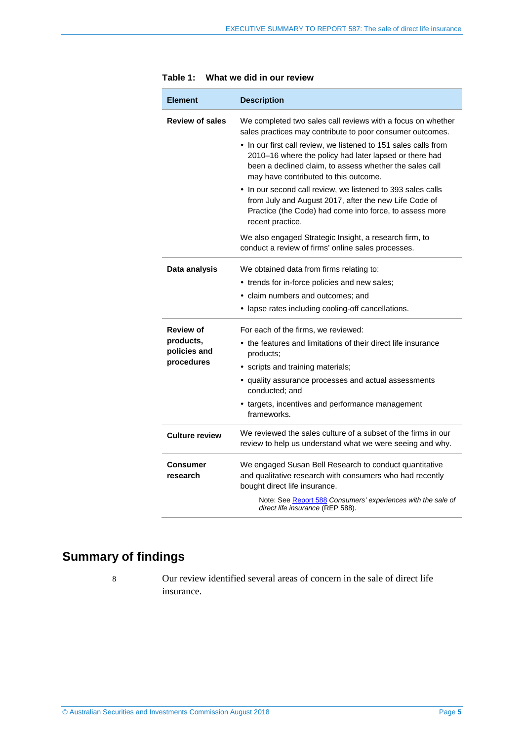**Table 1: What we did in our review**

| Element | Description |
|---|---|
| **Review of sales** | We completed two sales call reviews with a focus on whether sales practices may contribute to poor consumer outcomes. • In our first call review, we listened to 151 sales calls from 2010–16 where the policy had later lapsed or there had been a declined claim, to assess whether the sales call may have contributed to this outcome. • In our second call review, we listened to 393 sales calls from July and August 2017, after the new Life Code of Practice (the Code) had come into force, to assess more recent practice. We also engaged Strategic Insight, a research firm, to conduct a review of firms' online sales processes. |
| **Data analysis** | We obtained data from firms relating to: • trends for in-force policies and new sales; • claim numbers and outcomes; and • lapse rates including cooling-off cancellations. |
| **Review of products, policies and procedures** | For each of the firms, we reviewed: • the features and limitations of their direct life insurance products; • scripts and training materials; • quality assurance processes and actual assessments conducted; and • targets, incentives and performance management frameworks. |
| **Culture review** | We reviewed the sales culture of a subset of the firms in our review to help us understand what we were seeing and why. |
| **Consumer research** | We engaged Susan Bell Research to conduct quantitative and qualitative research with consumers who had recently bought direct life insurance. Note: See Report 588 *Consumers' experiences with the sale of direct life insurance* (REP 588). |

## Summary of findings

8 Our review identified several areas of concern in the sale of direct life insurance.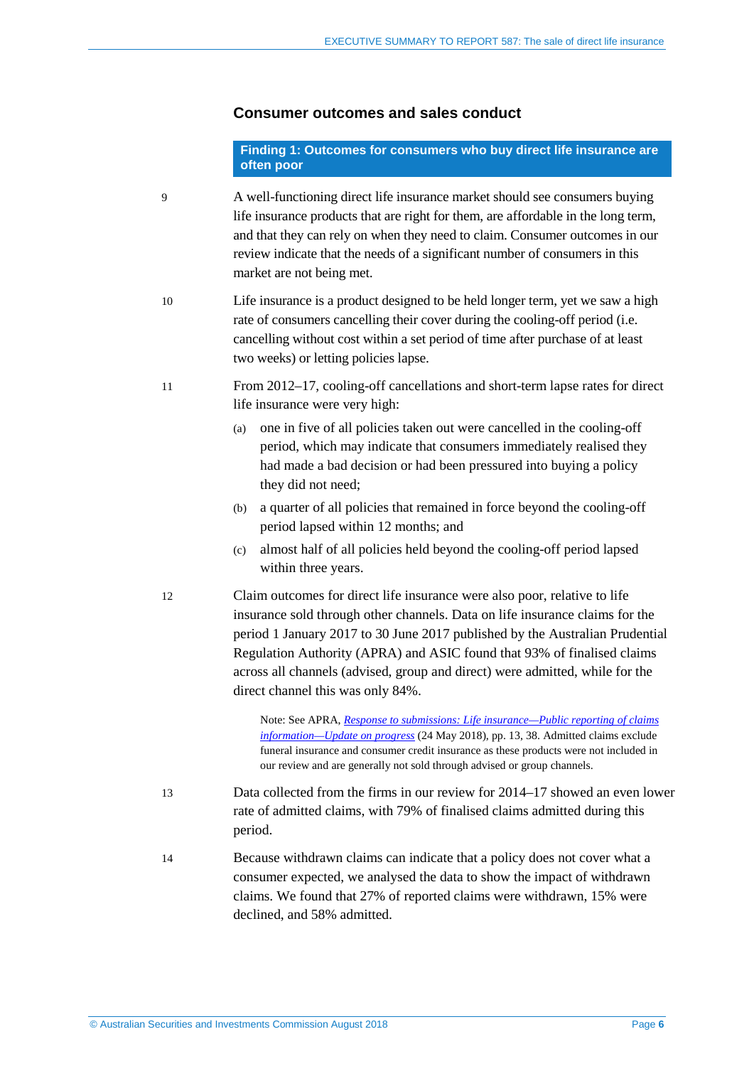## Consumer outcomes and sales conduct

**Finding 1: Outcomes for consumers who buy direct life insurance are often poor**

9 A well-functioning direct life insurance market should see consumers buying life insurance products that are right for them, are affordable in the long term, and that they can rely on when they need to claim. Consumer outcomes in our review indicate that the needs of a significant number of consumers in this market are not being met.

10 Life insurance is a product designed to be held longer term, yet we saw a high rate of consumers cancelling their cover during the cooling-off period (i.e. cancelling without cost within a set period of time after purchase of at least two weeks) or letting policies lapse.

11 From 2012–17, cooling-off cancellations and short-term lapse rates for direct life insurance were very high:

(a) one in five of all policies taken out were cancelled in the cooling-off period, which may indicate that consumers immediately realised they had made a bad decision or had been pressured into buying a policy they did not need;

(b) a quarter of all policies that remained in force beyond the cooling-off period lapsed within 12 months; and

(c) almost half of all policies held beyond the cooling-off period lapsed within three years.

12 Claim outcomes for direct life insurance were also poor, relative to life insurance sold through other channels. Data on life insurance claims for the period 1 January 2017 to 30 June 2017 published by the Australian Prudential Regulation Authority (APRA) and ASIC found that 93% of finalised claims across all channels (advised, group and direct) were admitted, while for the direct channel this was only 84%.

> Note: See APRA, *Response to submissions: Life insurance—Public reporting of claims information—Update on progress* (24 May 2018), pp. 13, 38. Admitted claims exclude funeral insurance and consumer credit insurance as these products were not included in our review and are generally not sold through advised or group channels.

13 Data collected from the firms in our review for 2014–17 showed an even lower rate of admitted claims, with 79% of finalised claims admitted during this period.

14 Because withdrawn claims can indicate that a policy does not cover what a consumer expected, we analysed the data to show the impact of withdrawn claims. We found that 27% of reported claims were withdrawn, 15% were declined, and 58% admitted.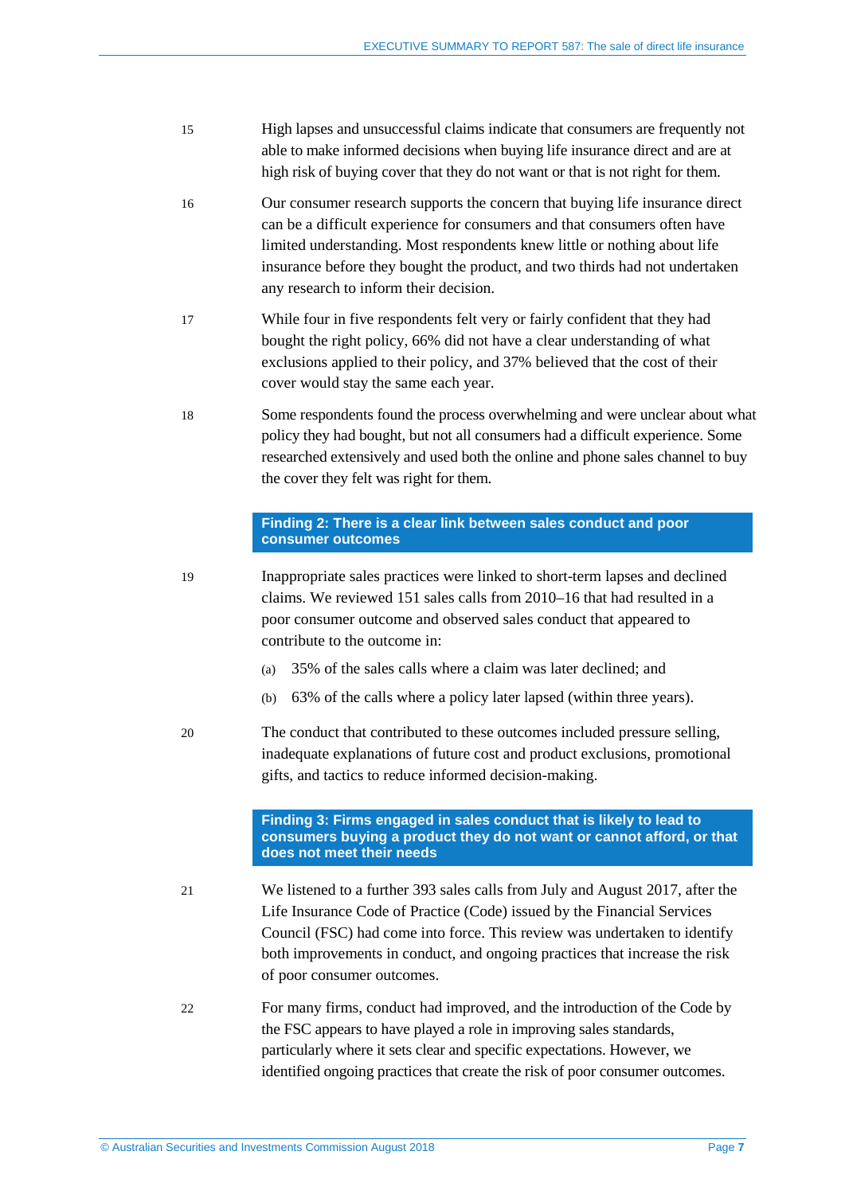15 High lapses and unsuccessful claims indicate that consumers are frequently not able to make informed decisions when buying life insurance direct and are at high risk of buying cover that they do not want or that is not right for them.

16 Our consumer research supports the concern that buying life insurance direct can be a difficult experience for consumers and that consumers often have limited understanding. Most respondents knew little or nothing about life insurance before they bought the product, and two thirds had not undertaken any research to inform their decision.

17 While four in five respondents felt very or fairly confident that they had bought the right policy, 66% did not have a clear understanding of what exclusions applied to their policy, and 37% believed that the cost of their cover would stay the same each year.

18 Some respondents found the process overwhelming and were unclear about what policy they had bought, but not all consumers had a difficult experience. Some researched extensively and used both the online and phone sales channel to buy the cover they felt was right for them.

### Finding 2: There is a clear link between sales conduct and poor consumer outcomes

19 Inappropriate sales practices were linked to short-term lapses and declined claims. We reviewed 151 sales calls from 2010–16 that had resulted in a poor consumer outcome and observed sales conduct that appeared to contribute to the outcome in:

(a) 35% of the sales calls where a claim was later declined; and

(b) 63% of the calls where a policy later lapsed (within three years).

20 The conduct that contributed to these outcomes included pressure selling, inadequate explanations of future cost and product exclusions, promotional gifts, and tactics to reduce informed decision-making.

### Finding 3: Firms engaged in sales conduct that is likely to lead to consumers buying a product they do not want or cannot afford, or that does not meet their needs

21 We listened to a further 393 sales calls from July and August 2017, after the Life Insurance Code of Practice (Code) issued by the Financial Services Council (FSC) had come into force. This review was undertaken to identify both improvements in conduct, and ongoing practices that increase the risk of poor consumer outcomes.

22 For many firms, conduct had improved, and the introduction of the Code by the FSC appears to have played a role in improving sales standards, particularly where it sets clear and specific expectations. However, we identified ongoing practices that create the risk of poor consumer outcomes.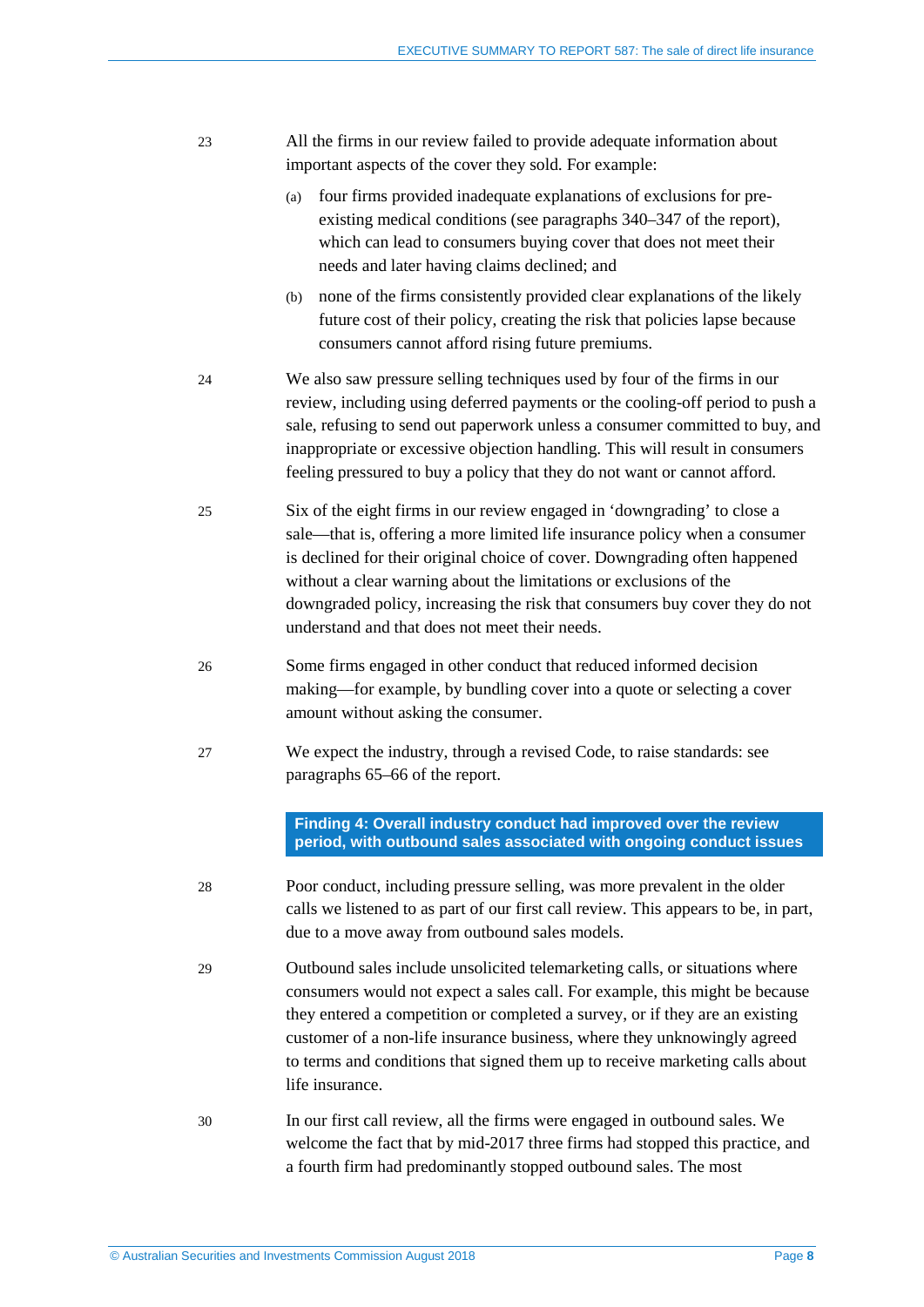23 All the firms in our review failed to provide adequate information about important aspects of the cover they sold. For example:

(a) four firms provided inadequate explanations of exclusions for pre-existing medical conditions (see paragraphs 340–347 of the report), which can lead to consumers buying cover that does not meet their needs and later having claims declined; and

(b) none of the firms consistently provided clear explanations of the likely future cost of their policy, creating the risk that policies lapse because consumers cannot afford rising future premiums.

24 We also saw pressure selling techniques used by four of the firms in our review, including using deferred payments or the cooling-off period to push a sale, refusing to send out paperwork unless a consumer committed to buy, and inappropriate or excessive objection handling. This will result in consumers feeling pressured to buy a policy that they do not want or cannot afford.

25 Six of the eight firms in our review engaged in 'downgrading' to close a sale—that is, offering a more limited life insurance policy when a consumer is declined for their original choice of cover. Downgrading often happened without a clear warning about the limitations or exclusions of the downgraded policy, increasing the risk that consumers buy cover they do not understand and that does not meet their needs.

26 Some firms engaged in other conduct that reduced informed decision making—for example, by bundling cover into a quote or selecting a cover amount without asking the consumer.

27 We expect the industry, through a revised Code, to raise standards: see paragraphs 65–66 of the report.

### Finding 4: Overall industry conduct had improved over the review period, with outbound sales associated with ongoing conduct issues

28 Poor conduct, including pressure selling, was more prevalent in the older calls we listened to as part of our first call review. This appears to be, in part, due to a move away from outbound sales models.

29 Outbound sales include unsolicited telemarketing calls, or situations where consumers would not expect a sales call. For example, this might be because they entered a competition or completed a survey, or if they are an existing customer of a non-life insurance business, where they unknowingly agreed to terms and conditions that signed them up to receive marketing calls about life insurance.

30 In our first call review, all the firms were engaged in outbound sales. We welcome the fact that by mid-2017 three firms had stopped this practice, and a fourth firm had predominantly stopped outbound sales. The most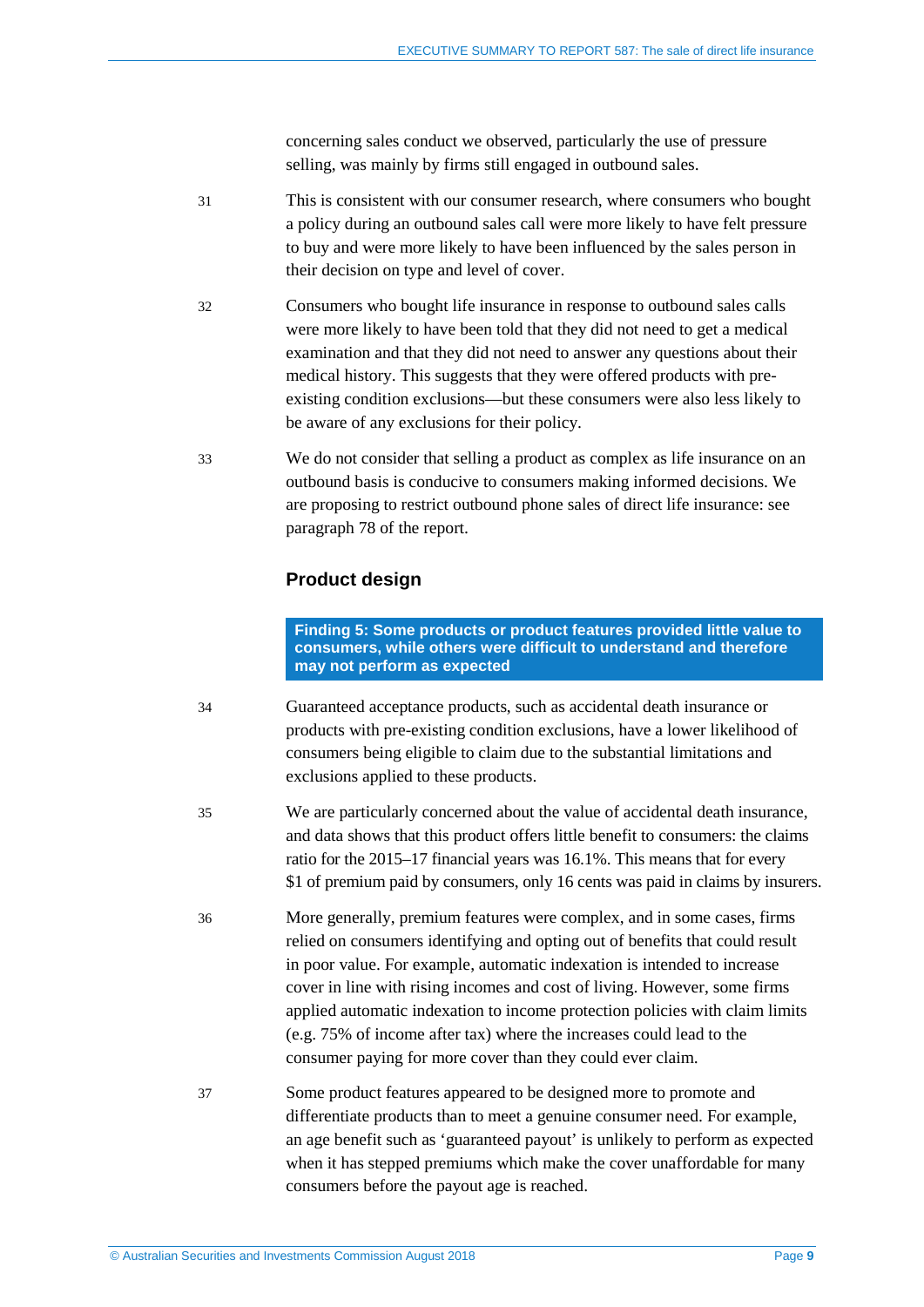concerning sales conduct we observed, particularly the use of pressure selling, was mainly by firms still engaged in outbound sales.

31 This is consistent with our consumer research, where consumers who bought a policy during an outbound sales call were more likely to have felt pressure to buy and were more likely to have been influenced by the sales person in their decision on type and level of cover.

32 Consumers who bought life insurance in response to outbound sales calls were more likely to have been told that they did not need to get a medical examination and that they did not need to answer any questions about their medical history. This suggests that they were offered products with pre-existing condition exclusions—but these consumers were also less likely to be aware of any exclusions for their policy.

33 We do not consider that selling a product as complex as life insurance on an outbound basis is conducive to consumers making informed decisions. We are proposing to restrict outbound phone sales of direct life insurance: see paragraph 78 of the report.

## Product design

**Finding 5: Some products or product features provided little value to consumers, while others were difficult to understand and therefore may not perform as expected**

34 Guaranteed acceptance products, such as accidental death insurance or products with pre-existing condition exclusions, have a lower likelihood of consumers being eligible to claim due to the substantial limitations and exclusions applied to these products.

35 We are particularly concerned about the value of accidental death insurance, and data shows that this product offers little benefit to consumers: the claims ratio for the 2015–17 financial years was 16.1%. This means that for every $1 of premium paid by consumers, only 16 cents was paid in claims by insurers.

36 More generally, premium features were complex, and in some cases, firms relied on consumers identifying and opting out of benefits that could result in poor value. For example, automatic indexation is intended to increase cover in line with rising incomes and cost of living. However, some firms applied automatic indexation to income protection policies with claim limits (e.g. 75% of income after tax) where the increases could lead to the consumer paying for more cover than they could ever claim.

37 Some product features appeared to be designed more to promote and differentiate products than to meet a genuine consumer need. For example, an age benefit such as 'guaranteed payout' is unlikely to perform as expected when it has stepped premiums which make the cover unaffordable for many consumers before the payout age is reached.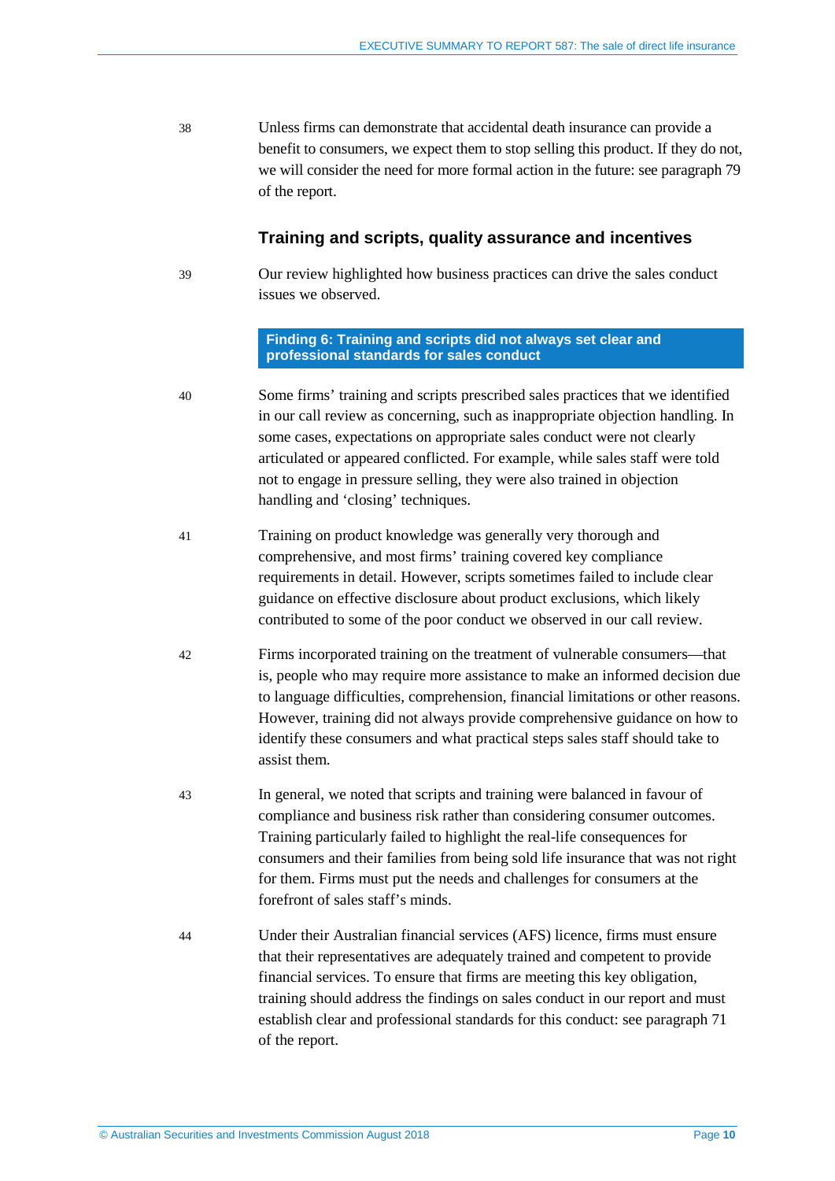38 Unless firms can demonstrate that accidental death insurance can provide a benefit to consumers, we expect them to stop selling this product. If they do not, we will consider the need for more formal action in the future: see paragraph 79 of the report.

### Training and scripts, quality assurance and incentives

39 Our review highlighted how business practices can drive the sales conduct issues we observed.

**Finding 6: Training and scripts did not always set clear and professional standards for sales conduct**

40 Some firms' training and scripts prescribed sales practices that we identified in our call review as concerning, such as inappropriate objection handling. In some cases, expectations on appropriate sales conduct were not clearly articulated or appeared conflicted. For example, while sales staff were told not to engage in pressure selling, they were also trained in objection handling and 'closing' techniques.

41 Training on product knowledge was generally very thorough and comprehensive, and most firms' training covered key compliance requirements in detail. However, scripts sometimes failed to include clear guidance on effective disclosure about product exclusions, which likely contributed to some of the poor conduct we observed in our call review.

42 Firms incorporated training on the treatment of vulnerable consumers—that is, people who may require more assistance to make an informed decision due to language difficulties, comprehension, financial limitations or other reasons. However, training did not always provide comprehensive guidance on how to identify these consumers and what practical steps sales staff should take to assist them.

43 In general, we noted that scripts and training were balanced in favour of compliance and business risk rather than considering consumer outcomes. Training particularly failed to highlight the real-life consequences for consumers and their families from being sold life insurance that was not right for them. Firms must put the needs and challenges for consumers at the forefront of sales staff's minds.

44 Under their Australian financial services (AFS) licence, firms must ensure that their representatives are adequately trained and competent to provide financial services. To ensure that firms are meeting this key obligation, training should address the findings on sales conduct in our report and must establish clear and professional standards for this conduct: see paragraph 71 of the report.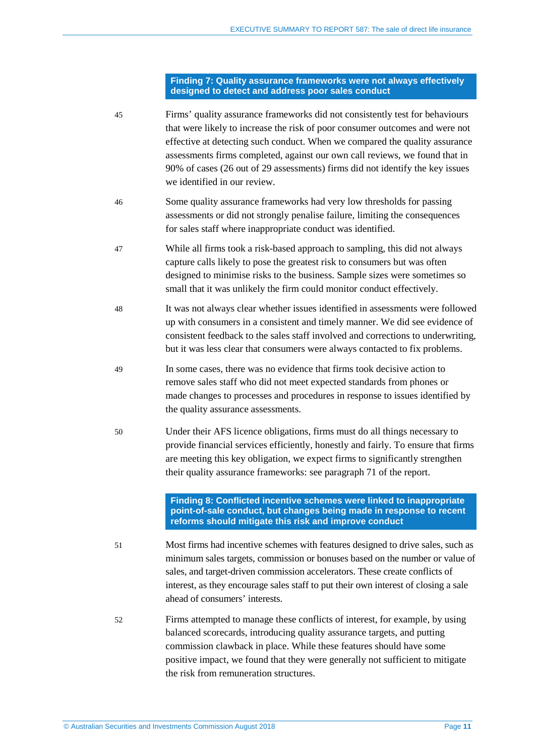### Finding 7: Quality assurance frameworks were not always effectively designed to detect and address poor sales conduct

45 Firms' quality assurance frameworks did not consistently test for behaviours that were likely to increase the risk of poor consumer outcomes and were not effective at detecting such conduct. When we compared the quality assurance assessments firms completed, against our own call reviews, we found that in 90% of cases (26 out of 29 assessments) firms did not identify the key issues we identified in our review.

46 Some quality assurance frameworks had very low thresholds for passing assessments or did not strongly penalise failure, limiting the consequences for sales staff where inappropriate conduct was identified.

47 While all firms took a risk-based approach to sampling, this did not always capture calls likely to pose the greatest risk to consumers but was often designed to minimise risks to the business. Sample sizes were sometimes so small that it was unlikely the firm could monitor conduct effectively.

48 It was not always clear whether issues identified in assessments were followed up with consumers in a consistent and timely manner. We did see evidence of consistent feedback to the sales staff involved and corrections to underwriting, but it was less clear that consumers were always contacted to fix problems.

49 In some cases, there was no evidence that firms took decisive action to remove sales staff who did not meet expected standards from phones or made changes to processes and procedures in response to issues identified by the quality assurance assessments.

50 Under their AFS licence obligations, firms must do all things necessary to provide financial services efficiently, honestly and fairly. To ensure that firms are meeting this key obligation, we expect firms to significantly strengthen their quality assurance frameworks: see paragraph 71 of the report.

### Finding 8: Conflicted incentive schemes were linked to inappropriate point-of-sale conduct, but changes being made in response to recent reforms should mitigate this risk and improve conduct

51 Most firms had incentive schemes with features designed to drive sales, such as minimum sales targets, commission or bonuses based on the number or value of sales, and target-driven commission accelerators. These create conflicts of interest, as they encourage sales staff to put their own interest of closing a sale ahead of consumers' interests.

52 Firms attempted to manage these conflicts of interest, for example, by using balanced scorecards, introducing quality assurance targets, and putting commission clawback in place. While these features should have some positive impact, we found that they were generally not sufficient to mitigate the risk from remuneration structures.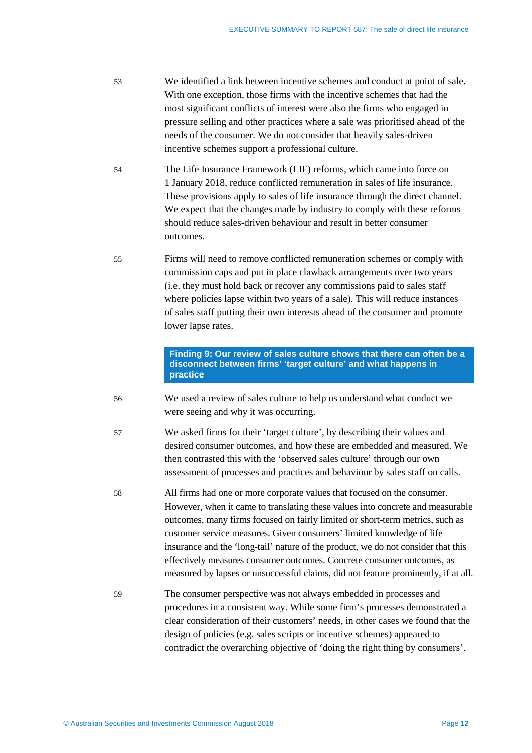53 We identified a link between incentive schemes and conduct at point of sale. With one exception, those firms with the incentive schemes that had the most significant conflicts of interest were also the firms who engaged in pressure selling and other practices where a sale was prioritised ahead of the needs of the consumer. We do not consider that heavily sales-driven incentive schemes support a professional culture.

54 The Life Insurance Framework (LIF) reforms, which came into force on 1 January 2018, reduce conflicted remuneration in sales of life insurance. These provisions apply to sales of life insurance through the direct channel. We expect that the changes made by industry to comply with these reforms should reduce sales-driven behaviour and result in better consumer outcomes.

55 Firms will need to remove conflicted remuneration schemes or comply with commission caps and put in place clawback arrangements over two years (i.e. they must hold back or recover any commissions paid to sales staff where policies lapse within two years of a sale). This will reduce instances of sales staff putting their own interests ahead of the consumer and promote lower lapse rates.

**Finding 9: Our review of sales culture shows that there can often be a disconnect between firms' 'target culture' and what happens in practice**

56 We used a review of sales culture to help us understand what conduct we were seeing and why it was occurring.

57 We asked firms for their 'target culture', by describing their values and desired consumer outcomes, and how these are embedded and measured. We then contrasted this with the 'observed sales culture' through our own assessment of processes and practices and behaviour by sales staff on calls.

58 All firms had one or more corporate values that focused on the consumer. However, when it came to translating these values into concrete and measurable outcomes, many firms focused on fairly limited or short-term metrics, such as customer service measures. Given consumers' limited knowledge of life insurance and the 'long-tail' nature of the product, we do not consider that this effectively measures consumer outcomes. Concrete consumer outcomes, as measured by lapses or unsuccessful claims, did not feature prominently, if at all.

59 The consumer perspective was not always embedded in processes and procedures in a consistent way. While some firm's processes demonstrated a clear consideration of their customers' needs, in other cases we found that the design of policies (e.g. sales scripts or incentive schemes) appeared to contradict the overarching objective of 'doing the right thing by consumers'.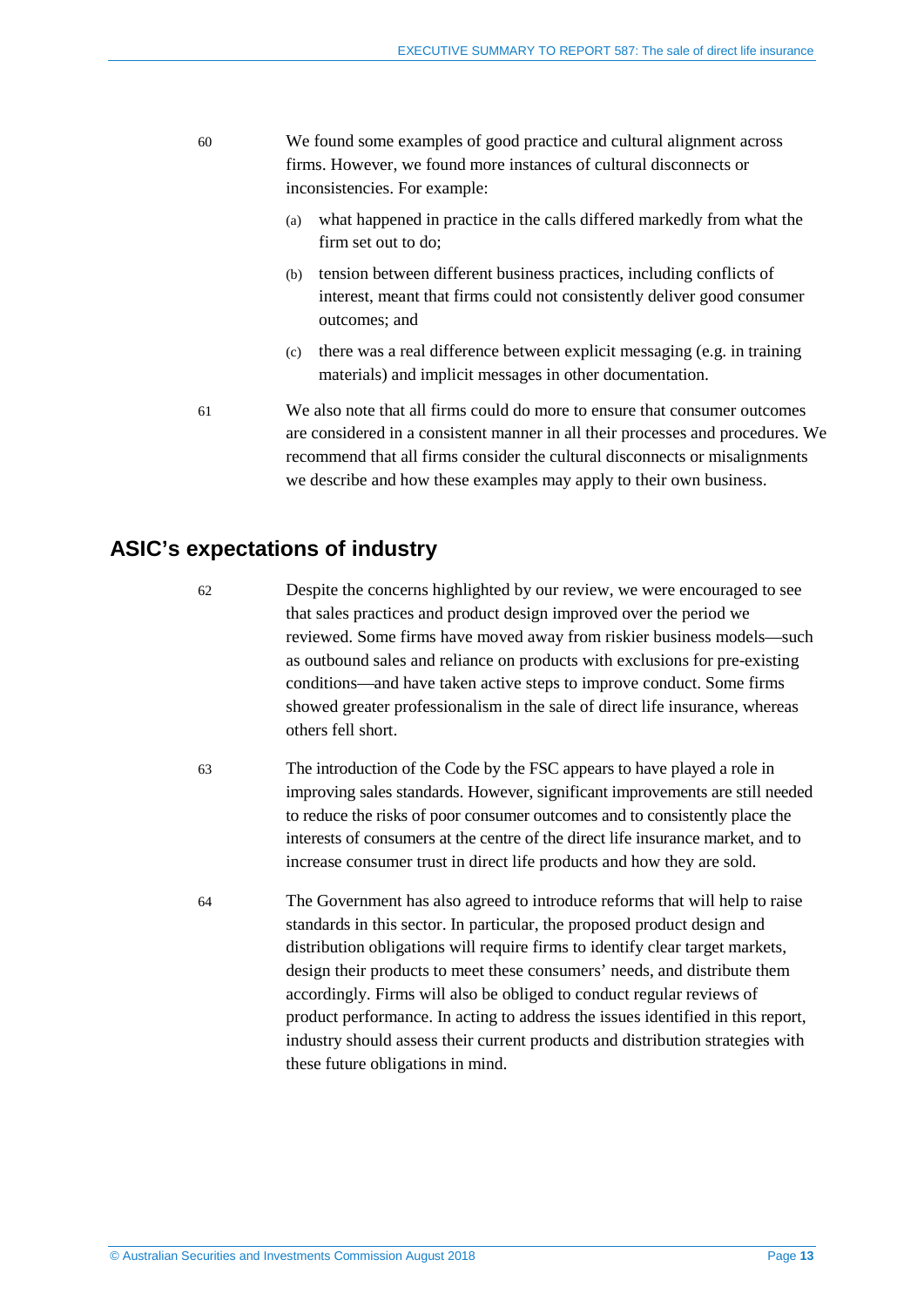60 We found some examples of good practice and cultural alignment across firms. However, we found more instances of cultural disconnects or inconsistencies. For example:

(a) what happened in practice in the calls differed markedly from what the firm set out to do;

(b) tension between different business practices, including conflicts of interest, meant that firms could not consistently deliver good consumer outcomes; and

(c) there was a real difference between explicit messaging (e.g. in training materials) and implicit messages in other documentation.

61 We also note that all firms could do more to ensure that consumer outcomes are considered in a consistent manner in all their processes and procedures. We recommend that all firms consider the cultural disconnects or misalignments we describe and how these examples may apply to their own business.

## ASIC's expectations of industry

62 Despite the concerns highlighted by our review, we were encouraged to see that sales practices and product design improved over the period we reviewed. Some firms have moved away from riskier business models—such as outbound sales and reliance on products with exclusions for pre-existing conditions—and have taken active steps to improve conduct. Some firms showed greater professionalism in the sale of direct life insurance, whereas others fell short.

63 The introduction of the Code by the FSC appears to have played a role in improving sales standards. However, significant improvements are still needed to reduce the risks of poor consumer outcomes and to consistently place the interests of consumers at the centre of the direct life insurance market, and to increase consumer trust in direct life products and how they are sold.

64 The Government has also agreed to introduce reforms that will help to raise standards in this sector. In particular, the proposed product design and distribution obligations will require firms to identify clear target markets, design their products to meet these consumers' needs, and distribute them accordingly. Firms will also be obliged to conduct regular reviews of product performance. In acting to address the issues identified in this report, industry should assess their current products and distribution strategies with these future obligations in mind.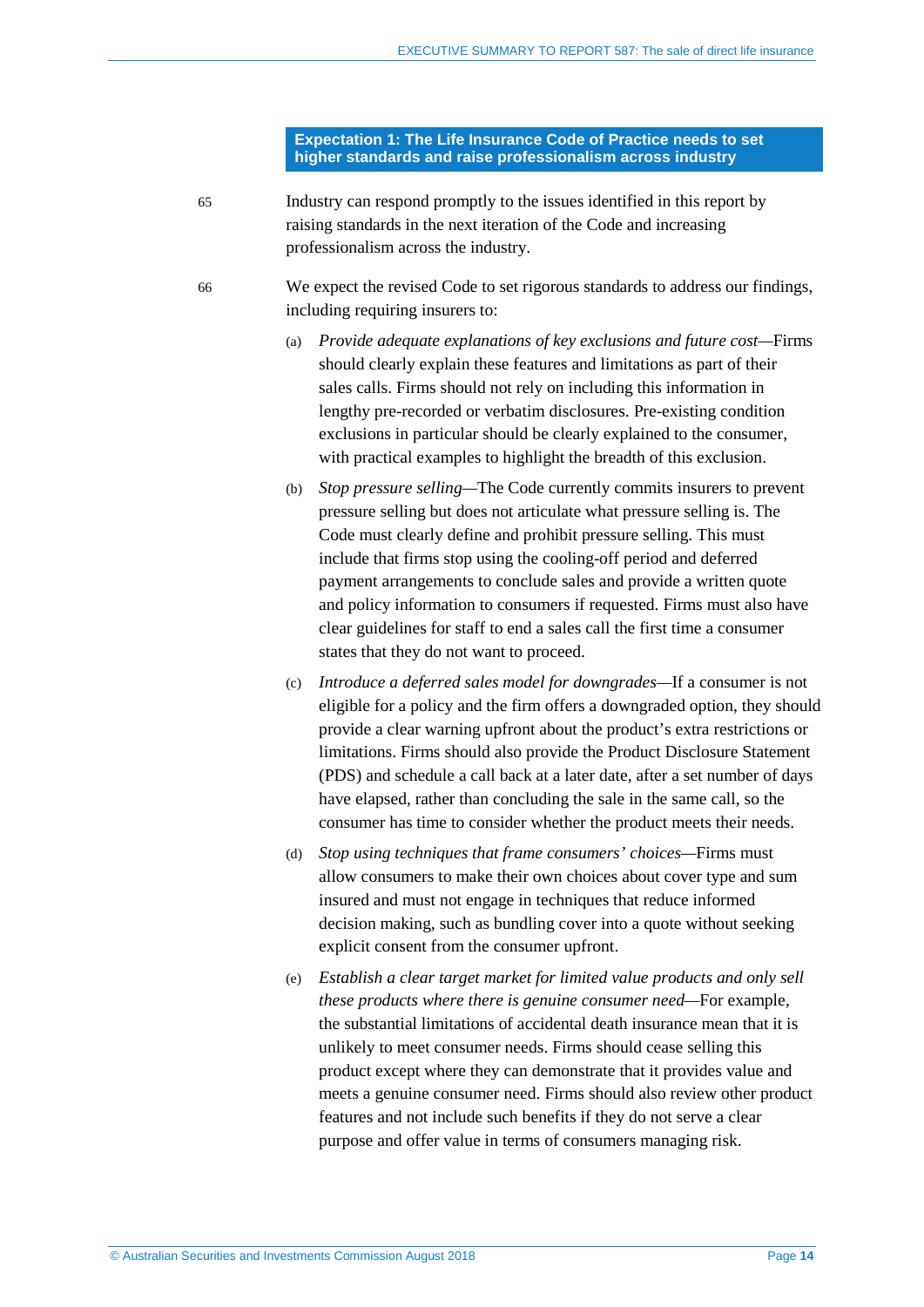### Expectation 1: The Life Insurance Code of Practice needs to set higher standards and raise professionalism across industry

65 Industry can respond promptly to the issues identified in this report by raising standards in the next iteration of the Code and increasing professionalism across the industry.

66 We expect the revised Code to set rigorous standards to address our findings, including requiring insurers to:

(a) *Provide adequate explanations of key exclusions and future cost*—Firms should clearly explain these features and limitations as part of their sales calls. Firms should not rely on including this information in lengthy pre-recorded or verbatim disclosures. Pre-existing condition exclusions in particular should be clearly explained to the consumer, with practical examples to highlight the breadth of this exclusion.

(b) *Stop pressure selling*—The Code currently commits insurers to prevent pressure selling but does not articulate what pressure selling is. The Code must clearly define and prohibit pressure selling. This must include that firms stop using the cooling-off period and deferred payment arrangements to conclude sales and provide a written quote and policy information to consumers if requested. Firms must also have clear guidelines for staff to end a sales call the first time a consumer states that they do not want to proceed.

(c) *Introduce a deferred sales model for downgrades*—If a consumer is not eligible for a policy and the firm offers a downgraded option, they should provide a clear warning upfront about the product's extra restrictions or limitations. Firms should also provide the Product Disclosure Statement (PDS) and schedule a call back at a later date, after a set number of days have elapsed, rather than concluding the sale in the same call, so the consumer has time to consider whether the product meets their needs.

(d) *Stop using techniques that frame consumers' choices*—Firms must allow consumers to make their own choices about cover type and sum insured and must not engage in techniques that reduce informed decision making, such as bundling cover into a quote without seeking explicit consent from the consumer upfront.

(e) *Establish a clear target market for limited value products and only sell these products where there is genuine consumer need*—For example, the substantial limitations of accidental death insurance mean that it is unlikely to meet consumer needs. Firms should cease selling this product except where they can demonstrate that it provides value and meets a genuine consumer need. Firms should also review other product features and not include such benefits if they do not serve a clear purpose and offer value in terms of consumers managing risk.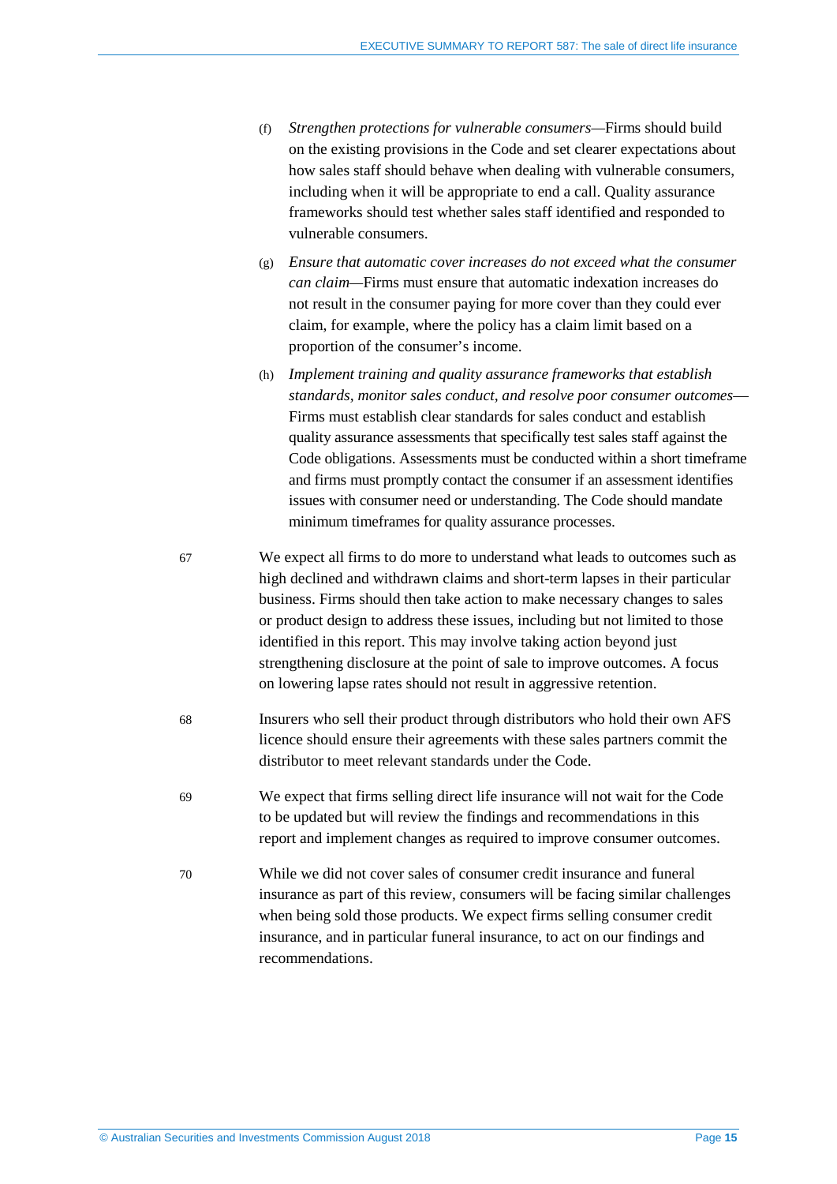(f) *Strengthen protections for vulnerable consumers*—Firms should build on the existing provisions in the Code and set clearer expectations about how sales staff should behave when dealing with vulnerable consumers, including when it will be appropriate to end a call. Quality assurance frameworks should test whether sales staff identified and responded to vulnerable consumers.

(g) *Ensure that automatic cover increases do not exceed what the consumer can claim*—Firms must ensure that automatic indexation increases do not result in the consumer paying for more cover than they could ever claim, for example, where the policy has a claim limit based on a proportion of the consumer's income.

(h) *Implement training and quality assurance frameworks that establish standards, monitor sales conduct, and resolve poor consumer outcomes*—Firms must establish clear standards for sales conduct and establish quality assurance assessments that specifically test sales staff against the Code obligations. Assessments must be conducted within a short timeframe and firms must promptly contact the consumer if an assessment identifies issues with consumer need or understanding. The Code should mandate minimum timeframes for quality assurance processes.

67 We expect all firms to do more to understand what leads to outcomes such as high declined and withdrawn claims and short-term lapses in their particular business. Firms should then take action to make necessary changes to sales or product design to address these issues, including but not limited to those identified in this report. This may involve taking action beyond just strengthening disclosure at the point of sale to improve outcomes. A focus on lowering lapse rates should not result in aggressive retention.

68 Insurers who sell their product through distributors who hold their own AFS licence should ensure their agreements with these sales partners commit the distributor to meet relevant standards under the Code.

69 We expect that firms selling direct life insurance will not wait for the Code to be updated but will review the findings and recommendations in this report and implement changes as required to improve consumer outcomes.

70 While we did not cover sales of consumer credit insurance and funeral insurance as part of this review, consumers will be facing similar challenges when being sold those products. We expect firms selling consumer credit insurance, and in particular funeral insurance, to act on our findings and recommendations.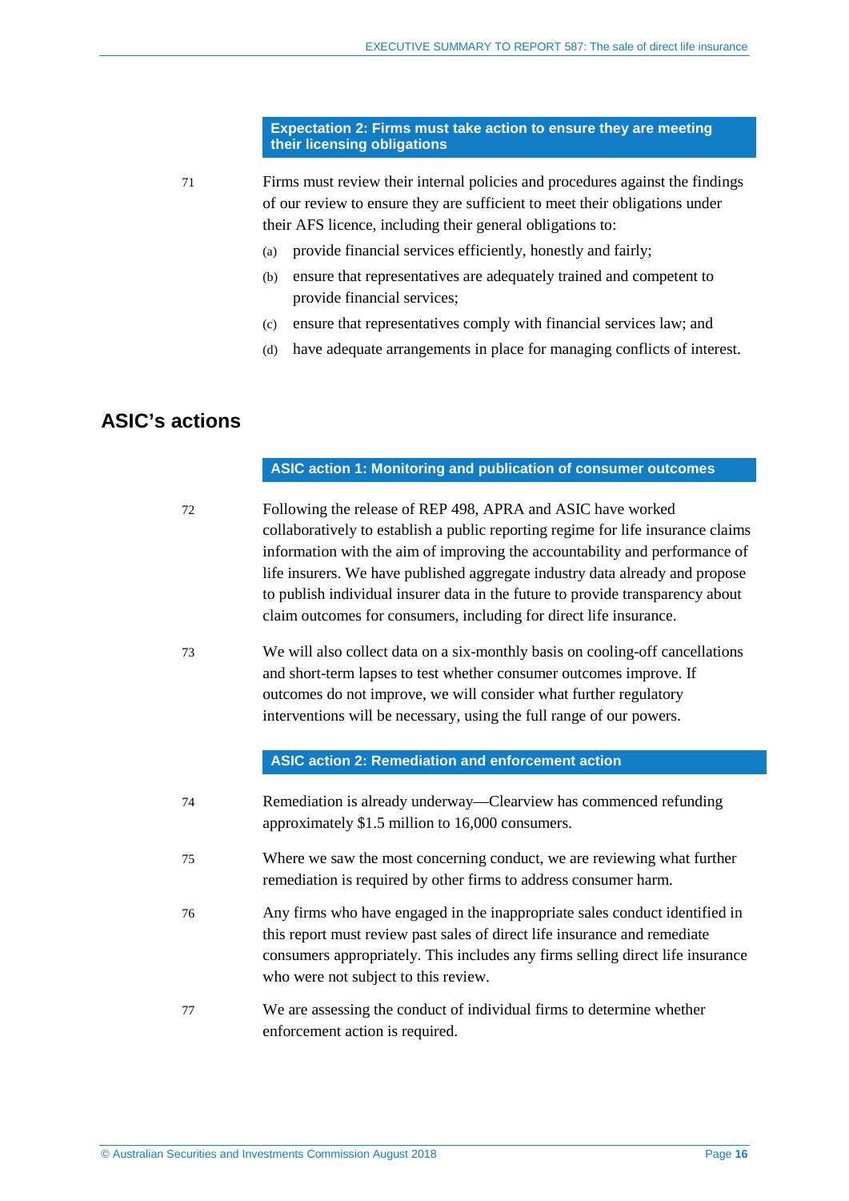**Expectation 2: Firms must take action to ensure they are meeting their licensing obligations**

71 Firms must review their internal policies and procedures against the findings of our review to ensure they are sufficient to meet their obligations under their AFS licence, including their general obligations to:

(a) provide financial services efficiently, honestly and fairly;

(b) ensure that representatives are adequately trained and competent to provide financial services;

(c) ensure that representatives comply with financial services law; and

(d) have adequate arrangements in place for managing conflicts of interest.

## ASIC's actions

**ASIC action 1: Monitoring and publication of consumer outcomes**

72 Following the release of REP 498, APRA and ASIC have worked collaboratively to establish a public reporting regime for life insurance claims information with the aim of improving the accountability and performance of life insurers. We have published aggregate industry data already and propose to publish individual insurer data in the future to provide transparency about claim outcomes for consumers, including for direct life insurance.

73 We will also collect data on a six-monthly basis on cooling-off cancellations and short-term lapses to test whether consumer outcomes improve. If outcomes do not improve, we will consider what further regulatory interventions will be necessary, using the full range of our powers.

**ASIC action 2: Remediation and enforcement action**

74 Remediation is already underway—Clearview has commenced refunding approximately $1.5 million to 16,000 consumers.

75 Where we saw the most concerning conduct, we are reviewing what further remediation is required by other firms to address consumer harm.

76 Any firms who have engaged in the inappropriate sales conduct identified in this report must review past sales of direct life insurance and remediate consumers appropriately. This includes any firms selling direct life insurance who were not subject to this review.

77 We are assessing the conduct of individual firms to determine whether enforcement action is required.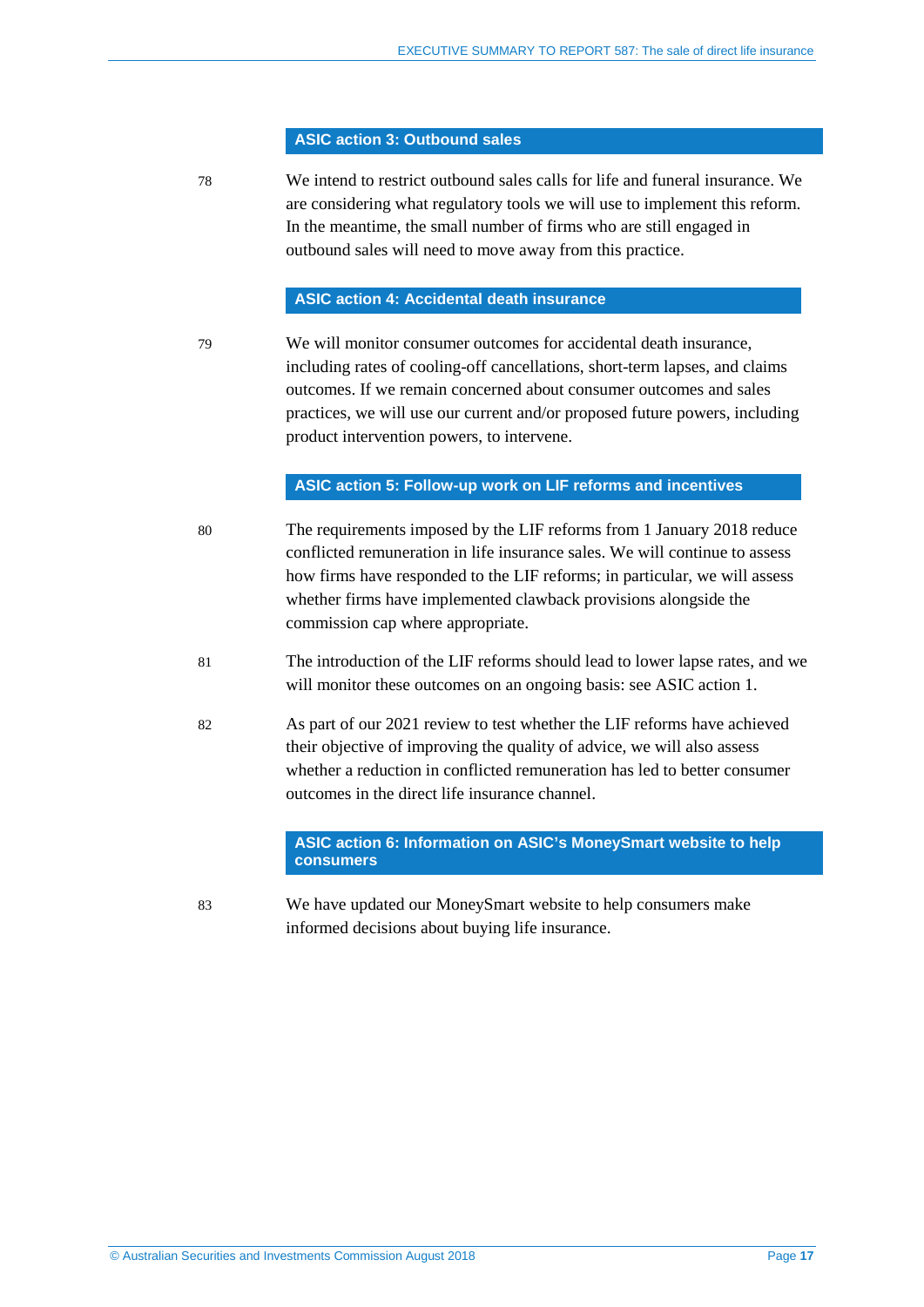### ASIC action 3: Outbound sales

78 We intend to restrict outbound sales calls for life and funeral insurance. We are considering what regulatory tools we will use to implement this reform. In the meantime, the small number of firms who are still engaged in outbound sales will need to move away from this practice.

### ASIC action 4: Accidental death insurance

79 We will monitor consumer outcomes for accidental death insurance, including rates of cooling-off cancellations, short-term lapses, and claims outcomes. If we remain concerned about consumer outcomes and sales practices, we will use our current and/or proposed future powers, including product intervention powers, to intervene.

### ASIC action 5: Follow-up work on LIF reforms and incentives

80 The requirements imposed by the LIF reforms from 1 January 2018 reduce conflicted remuneration in life insurance sales. We will continue to assess how firms have responded to the LIF reforms; in particular, we will assess whether firms have implemented clawback provisions alongside the commission cap where appropriate.

81 The introduction of the LIF reforms should lead to lower lapse rates, and we will monitor these outcomes on an ongoing basis: see ASIC action 1.

82 As part of our 2021 review to test whether the LIF reforms have achieved their objective of improving the quality of advice, we will also assess whether a reduction in conflicted remuneration has led to better consumer outcomes in the direct life insurance channel.

### ASIC action 6: Information on ASIC's MoneySmart website to help consumers

83 We have updated our MoneySmart website to help consumers make informed decisions about buying life insurance.